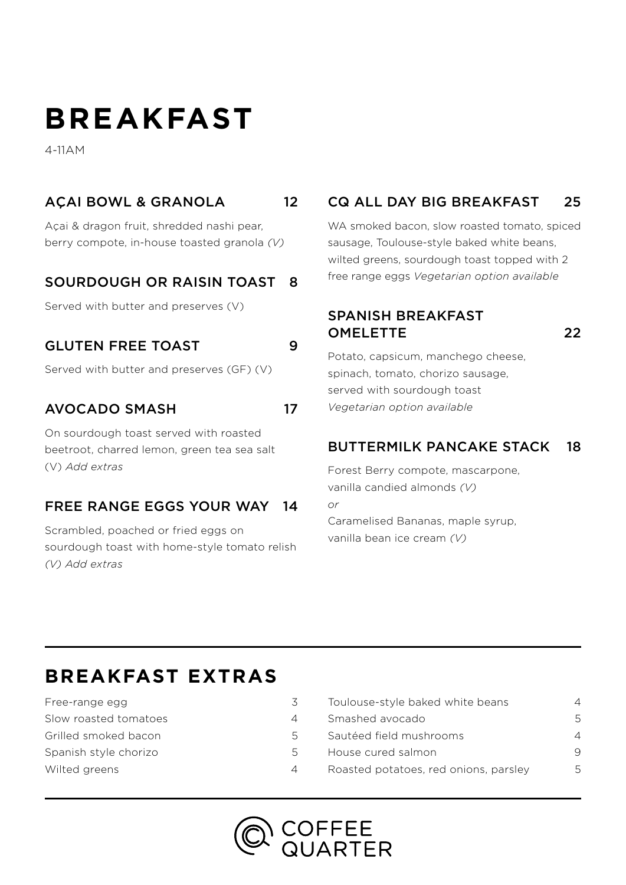# BREAKFAST

4-11AM

### AÇAI BOWL & GRANOLA 12

Açai & dragon fruit, shredded nashi pear, berry compote, in-house toasted granola *(V)*

### SOURDOUGH OR RAISIN TOAST 8

Served with butter and preserves (V)

### GLUTEN FREE TOAST 9

Served with butter and preserves (GF) (V)

### AVOCADO SMASH 17

On sourdough toast served with roasted beetroot, charred lemon, green tea sea salt (V) *Add extras*

### FREE RANGE EGGS YOUR WAY 14

Scrambled, poached or fried eggs on sourdough toast with home-style tomato relish *(V) Add extras*

### CQ ALL DAY BIG BREAKFAST 25

WA smoked bacon, slow roasted tomato, spiced sausage, Toulouse-style baked white beans, wilted greens, sourdough toast topped with 2 free range eggs *Vegetarian option available*

### SPANISH BREAKFAST OMELETTE 22

Potato, capsicum, manchego cheese, spinach, tomato, chorizo sausage, served with sourdough toast
*Vegetarian option available*

### BUTTERMILK PANCAKE STACK 18

Forest Berry compote, mascarpone, vanilla candied almonds *(V)*
*or*
Caramelised Bananas, maple syrup, vanilla bean ice cream *(V)*

## BREAKFAST EXTRAS

| Item | Price |
|---|---|
| Free-range egg | 3 |
| Slow roasted tomatoes | 4 |
| Grilled smoked bacon | 5 |
| Spanish style chorizo | 5 |
| Wilted greens | 4 |
| Toulouse-style baked white beans | 4 |
| Smashed avocado | 5 |
| Sautéed field mushrooms | 4 |
| House cured salmon | 9 |
| Roasted potatoes, red onions, parsley | 5 |

COFFEE QUARTER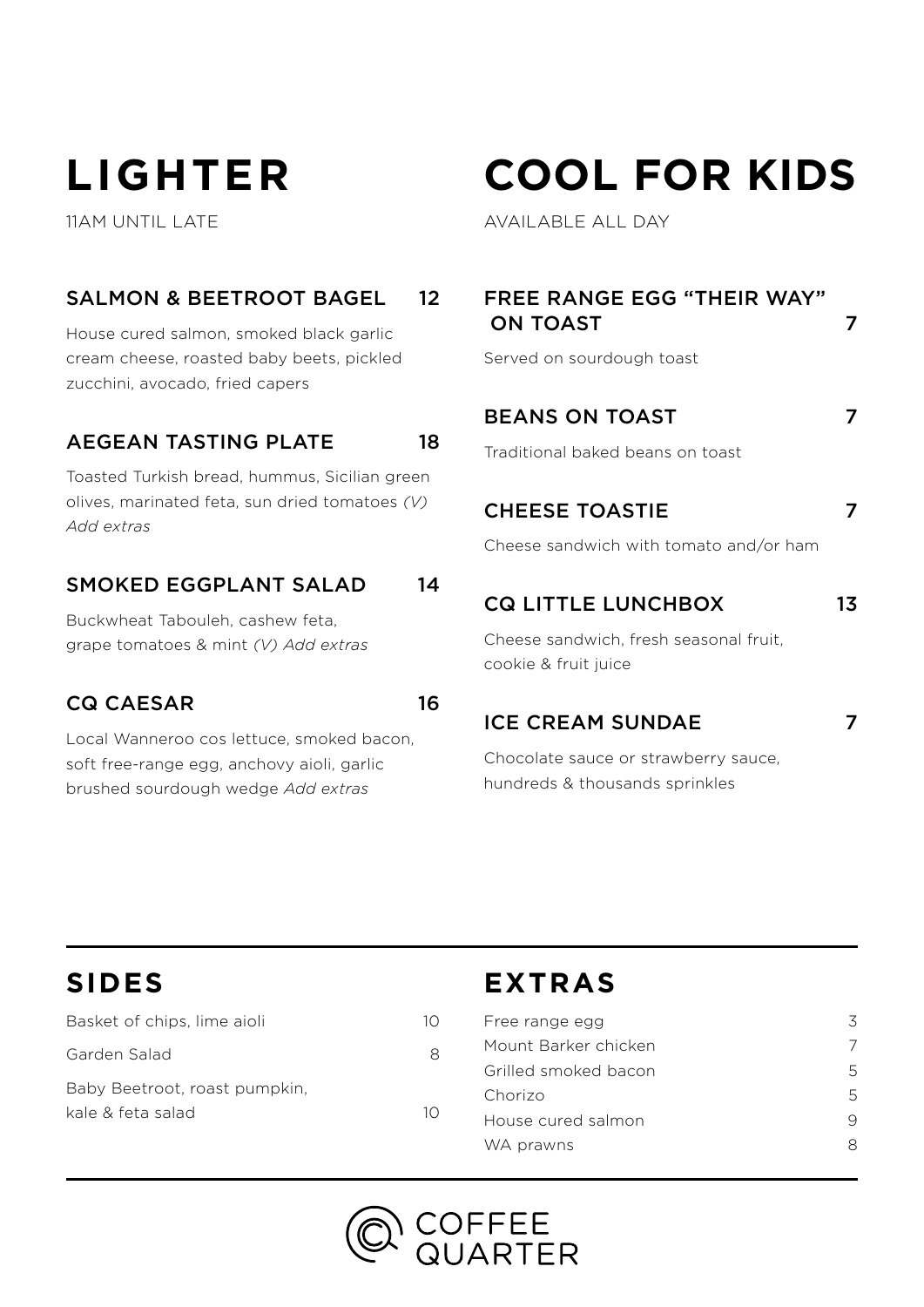# LIGHTER

11AM UNTIL LATE

### SALMON & BEETROOT BAGEL 12

House cured salmon, smoked black garlic cream cheese, roasted baby beets, pickled zucchini, avocado, fried capers

### AEGEAN TASTING PLATE 18

Toasted Turkish bread, hummus, Sicilian green olives, marinated feta, sun dried tomatoes *(V) Add extras*

### SMOKED EGGPLANT SALAD 14

Buckwheat Tabouleh, cashew feta, grape tomatoes & mint *(V) Add extras*

### CQ CAESAR 16

Local Wanneroo cos lettuce, smoked bacon, soft free-range egg, anchovy aioli, garlic brushed sourdough wedge *Add extras*

# COOL FOR KIDS

AVAILABLE ALL DAY

### FREE RANGE EGG "THEIR WAY" ON TOAST 7

Served on sourdough toast

### BEANS ON TOAST 7

Traditional baked beans on toast

### CHEESE TOASTIE 7

Cheese sandwich with tomato and/or ham

### CQ LITTLE LUNCHBOX 13

Cheese sandwich, fresh seasonal fruit, cookie & fruit juice

### ICE CREAM SUNDAE 7

Chocolate sauce or strawberry sauce, hundreds & thousands sprinkles

# SIDES

| Item | Price |
| --- | --- |
| Basket of chips, lime aioli | 10 |
| Garden Salad | 8 |
| Baby Beetroot, roast pumpkin, kale & feta salad | 10 |

# EXTRAS

| Item | Price |
| --- | --- |
| Free range egg | 3 |
| Mount Barker chicken | 7 |
| Grilled smoked bacon | 5 |
| Chorizo | 5 |
| House cured salmon | 9 |
| WA prawns | 8 |

COFFEE QUARTER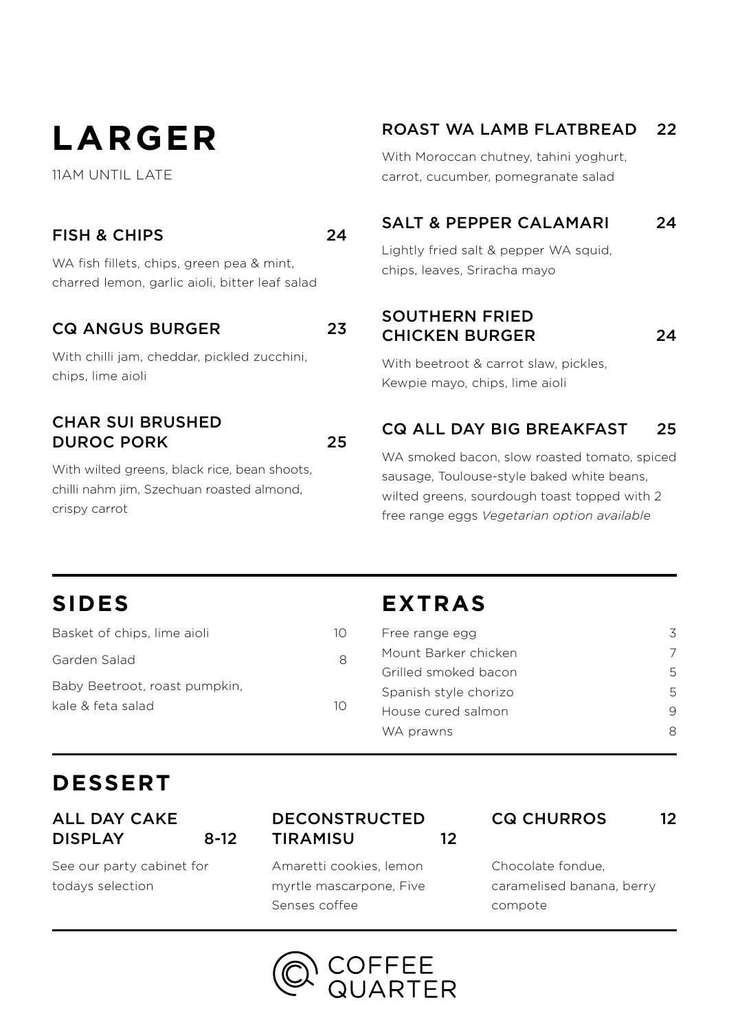# LARGER

11AM UNTIL LATE

### FISH & CHIPS — 24

WA fish fillets, chips, green pea & mint, charred lemon, garlic aioli, bitter leaf salad

### CQ ANGUS BURGER — 23

With chilli jam, cheddar, pickled zucchini, chips, lime aioli

### CHAR SUI BRUSHED DUROC PORK — 25

With wilted greens, black rice, bean shoots, chilli nahm jim, Szechuan roasted almond, crispy carrot

### ROAST WA LAMB FLATBREAD — 22

With Moroccan chutney, tahini yoghurt, carrot, cucumber, pomegranate salad

### SALT & PEPPER CALAMARI — 24

Lightly fried salt & pepper WA squid, chips, leaves, Sriracha mayo

### SOUTHERN FRIED CHICKEN BURGER — 24

With beetroot & carrot slaw, pickles, Kewpie mayo, chips, lime aioli

### CQ ALL DAY BIG BREAKFAST — 25

WA smoked bacon, slow roasted tomato, spiced sausage, Toulouse-style baked white beans, wilted greens, sourdough toast topped with 2 free range eggs *Vegetarian option available*

## SIDES

| Item | Price |
|---|---|
| Basket of chips, lime aioli | 10 |
| Garden Salad | 8 |
| Baby Beetroot, roast pumpkin, kale & feta salad | 10 |

## EXTRAS

| Item | Price |
|---|---|
| Free range egg | 3 |
| Mount Barker chicken | 7 |
| Grilled smoked bacon | 5 |
| Spanish style chorizo | 5 |
| House cured salmon | 9 |
| WA prawns | 8 |

## DESSERT

### ALL DAY CAKE DISPLAY — 8-12

See our party cabinet for todays selection

### DECONSTRUCTED TIRAMISU — 12

Amaretti cookies, lemon myrtle mascarpone, Five Senses coffee

### CQ CHURROS — 12

Chocolate fondue, caramelised banana, berry compote

COFFEE QUARTER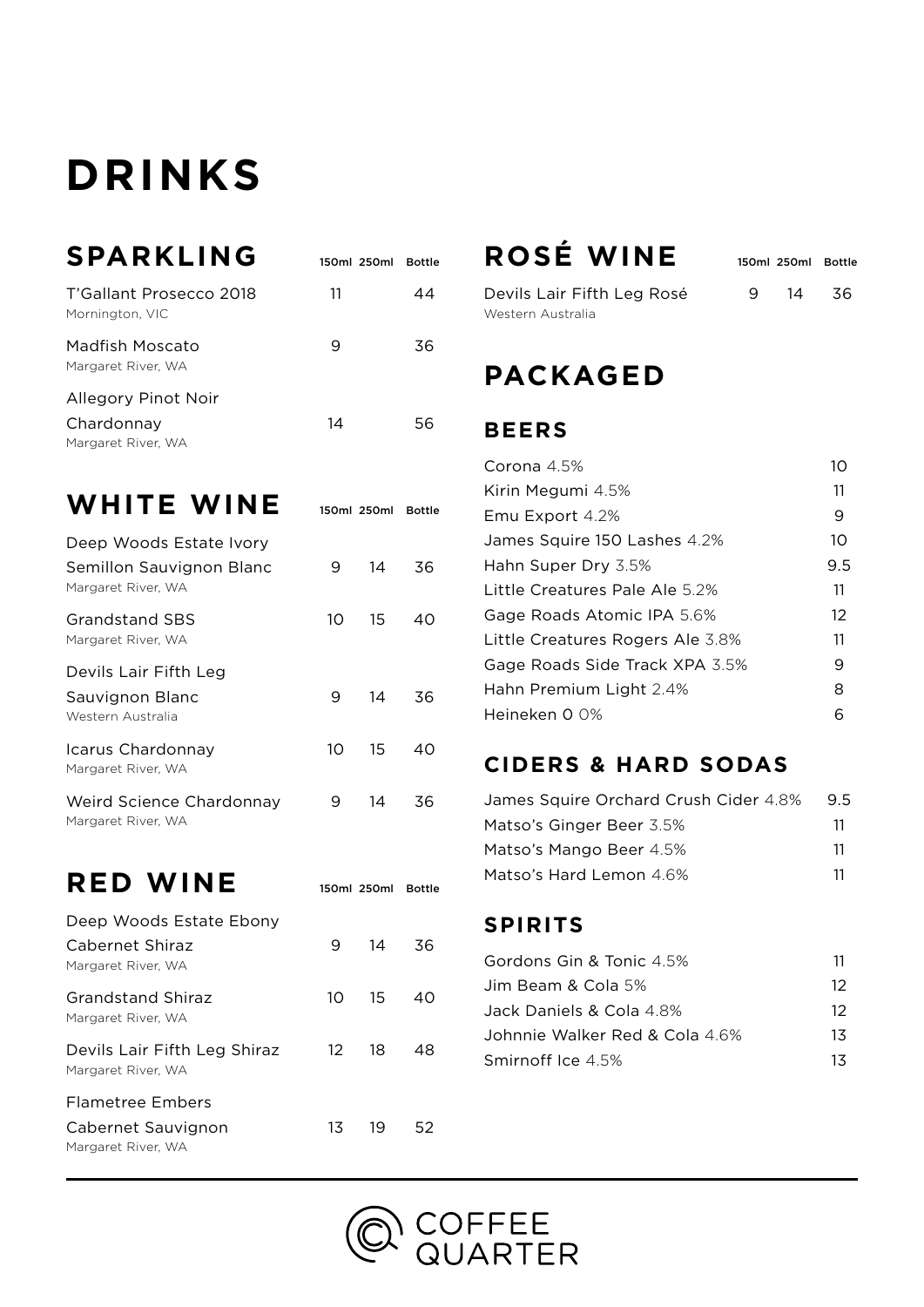# DRINKS

## SPARKLING

| | 150ml | 250ml | Bottle |
|---|---|---|---|
| T'Gallant Prosecco 2018<br>Mornington, VIC | 11 | | 44 |
| Madfish Moscato<br>Margaret River, WA | 9 | | 36 |
| Allegory Pinot Noir Chardonnay<br>Margaret River, WA | 14 | | 56 |

## WHITE WINE

| | 150ml | 250ml | Bottle |
|---|---|---|---|
| Deep Woods Estate Ivory Semillon Sauvignon Blanc<br>Margaret River, WA | 9 | 14 | 36 |
| Grandstand SBS<br>Margaret River, WA | 10 | 15 | 40 |
| Devils Lair Fifth Leg Sauvignon Blanc<br>Western Australia | 9 | 14 | 36 |
| Icarus Chardonnay<br>Margaret River, WA | 10 | 15 | 40 |
| Weird Science Chardonnay<br>Margaret River, WA | 9 | 14 | 36 |

## RED WINE

| | 150ml | 250ml | Bottle |
|---|---|---|---|
| Deep Woods Estate Ebony Cabernet Shiraz<br>Margaret River, WA | 9 | 14 | 36 |
| Grandstand Shiraz<br>Margaret River, WA | 10 | 15 | 40 |
| Devils Lair Fifth Leg Shiraz<br>Margaret River, WA | 12 | 18 | 48 |
| Flametree Embers Cabernet Sauvignon<br>Margaret River, WA | 13 | 19 | 52 |

## ROSÉ WINE

| | 150ml | 250ml | Bottle |
|---|---|---|---|
| Devils Lair Fifth Leg Rosé<br>Western Australia | 9 | 14 | 36 |

## PACKAGED

### BEERS

| | |
|---|---|
| Corona 4.5% | 10 |
| Kirin Megumi 4.5% | 11 |
| Emu Export 4.2% | 9 |
| James Squire 150 Lashes 4.2% | 10 |
| Hahn Super Dry 3.5% | 9.5 |
| Little Creatures Pale Ale 5.2% | 11 |
| Gage Roads Atomic IPA 5.6% | 12 |
| Little Creatures Rogers Ale 3.8% | 11 |
| Gage Roads Side Track XPA 3.5% | 9 |
| Hahn Premium Light 2.4% | 8 |
| Heineken 0 0% | 6 |

### CIDERS & HARD SODAS

| | |
|---|---|
| James Squire Orchard Crush Cider 4.8% | 9.5 |
| Matso's Ginger Beer 3.5% | 11 |
| Matso's Mango Beer 4.5% | 11 |
| Matso's Hard Lemon 4.6% | 11 |

### SPIRITS

| | |
|---|---|
| Gordons Gin & Tonic 4.5% | 11 |
| Jim Beam & Cola 5% | 12 |
| Jack Daniels & Cola 4.8% | 12 |
| Johnnie Walker Red & Cola 4.6% | 13 |
| Smirnoff Ice 4.5% | 13 |

COFFEE QUARTER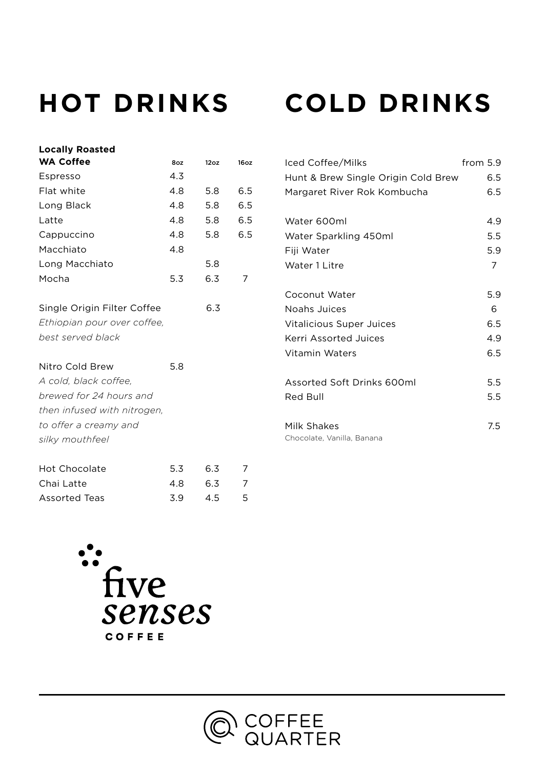# HOT DRINKS

| Locally Roasted WA Coffee | 8oz | 12oz | 16oz |
|---|---|---|---|
| Espresso | 4.3 | | |
| Flat white | 4.8 | 5.8 | 6.5 |
| Long Black | 4.8 | 5.8 | 6.5 |
| Latte | 4.8 | 5.8 | 6.5 |
| Cappuccino | 4.8 | 5.8 | 6.5 |
| Macchiato | 4.8 | | |
| Long Macchiato | | 5.8 | |
| Mocha | 5.3 | 6.3 | 7 |
| Single Origin Filter Coffee | | 6.3 | |
| *Ethiopian pour over coffee, best served black* | | | |
| Nitro Cold Brew | 5.8 | | |
| *A cold, black coffee, brewed for 24 hours and then infused with nitrogen, to offer a creamy and silky mouthfeel* | | | |
| Hot Chocolate | 5.3 | 6.3 | 7 |
| Chai Latte | 4.8 | 6.3 | 7 |
| Assorted Teas | 3.9 | 4.5 | 5 |

# COLD DRINKS

| | |
|---|---|
| Iced Coffee/Milks | from 5.9 |
| Hunt & Brew Single Origin Cold Brew | 6.5 |
| Margaret River Rok Kombucha | 6.5 |
| Water 600ml | 4.9 |
| Water Sparkling 450ml | 5.5 |
| Fiji Water | 5.9 |
| Water 1 Litre | 7 |
| Coconut Water | 5.9 |
| Noahs Juices | 6 |
| Vitalicious Super Juices | 6.5 |
| Kerri Assorted Juices | 4.9 |
| Vitamin Waters | 6.5 |
| Assorted Soft Drinks 600ml | 5.5 |
| Red Bull | 5.5 |
| Milk Shakes<br>Chocolate, Vanilla, Banana | 7.5 |

five senses COFFEE

COFFEE QUARTER